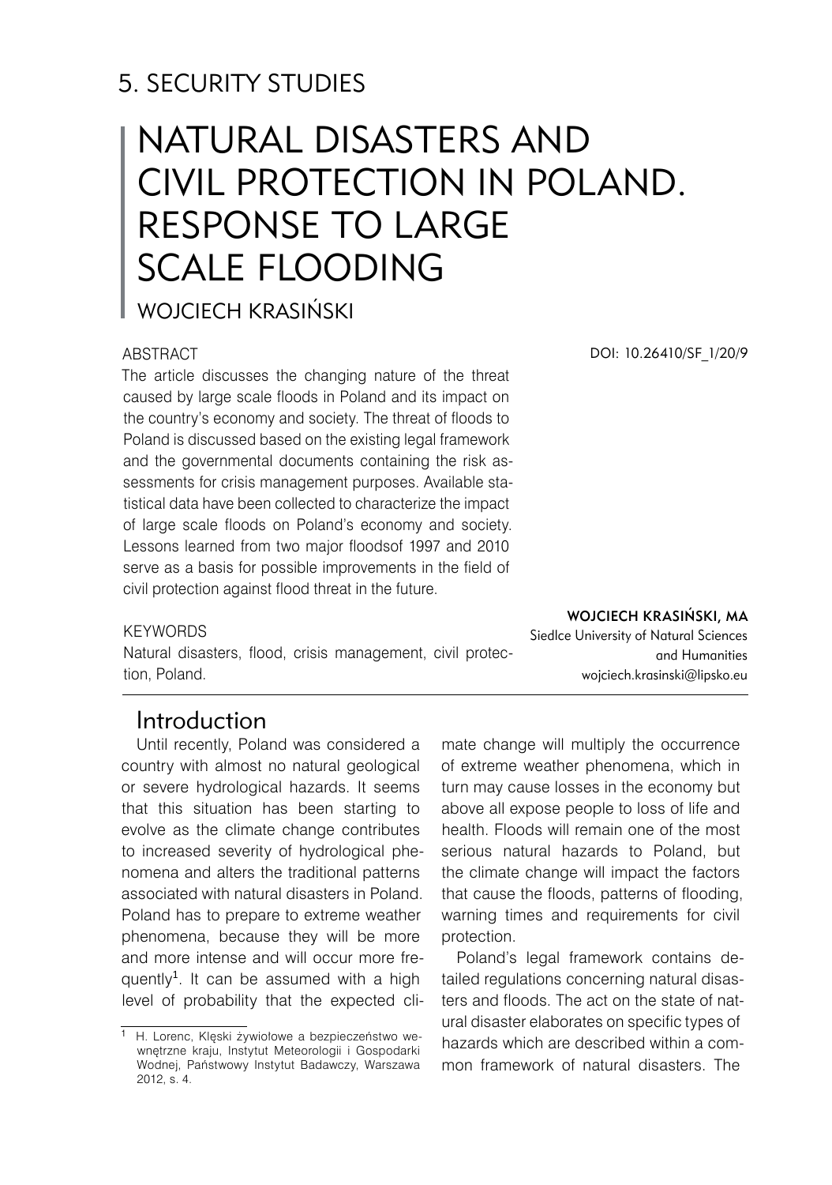# 5. SECURITY STUDIES

# NATURAL DISASTERS AND CIVIL PROTECTION IN POLAND. RESPONSE TO LARGE SCALE FLOODING

WOJCIECH KRASIŃSKI

DOI: 10.26410/SF_1/20/9

ABSTRACT

The article discusses the changing nature of the threat caused by large scale floods in Poland and its impact on the country's economy and society. The threat of floods to Poland is discussed based on the existing legal framework and the governmental documents containing the risk assessments for crisis management purposes. Available statistical data have been collected to characterize the impact of large scale floods on Poland's economy and society. Lessons learned from two major floodsof 1997 and 2010 serve as a basis for possible improvements in the field of civil protection against flood threat in the future.

KEYWORDS

Natural disasters, flood, crisis management, civil protection, Poland.

**WOJCIECH KRASIŃSKI, MA**
Siedlce University of Natural Sciences and Humanities
wojciech.krasinski@lipsko.eu

## Introduction

Until recently, Poland was considered a country with almost no natural geological or severe hydrological hazards. It seems that this situation has been starting to evolve as the climate change contributes to increased severity of hydrological phenomena and alters the traditional patterns associated with natural disasters in Poland. Poland has to prepare to extreme weather phenomena, because they will be more and more intense and will occur more frequently[1]. It can be assumed with a high level of probability that the expected climate change will multiply the occurrence of extreme weather phenomena, which in turn may cause losses in the economy but above all expose people to loss of life and health. Floods will remain one of the most serious natural hazards to Poland, but the climate change will impact the factors that cause the floods, patterns of flooding, warning times and requirements for civil protection.

Poland's legal framework contains detailed regulations concerning natural disasters and floods. The act on the state of natural disaster elaborates on specific types of hazards which are described within a common framework of natural disasters. The

[1] H. Lorenc, Klęski żywiołowe a bezpieczeństwo wewnętrzne kraju, Instytut Meteorologii i Gospodarki Wodnej, Państwowy Instytut Badawczy, Warszawa 2012, s. 4.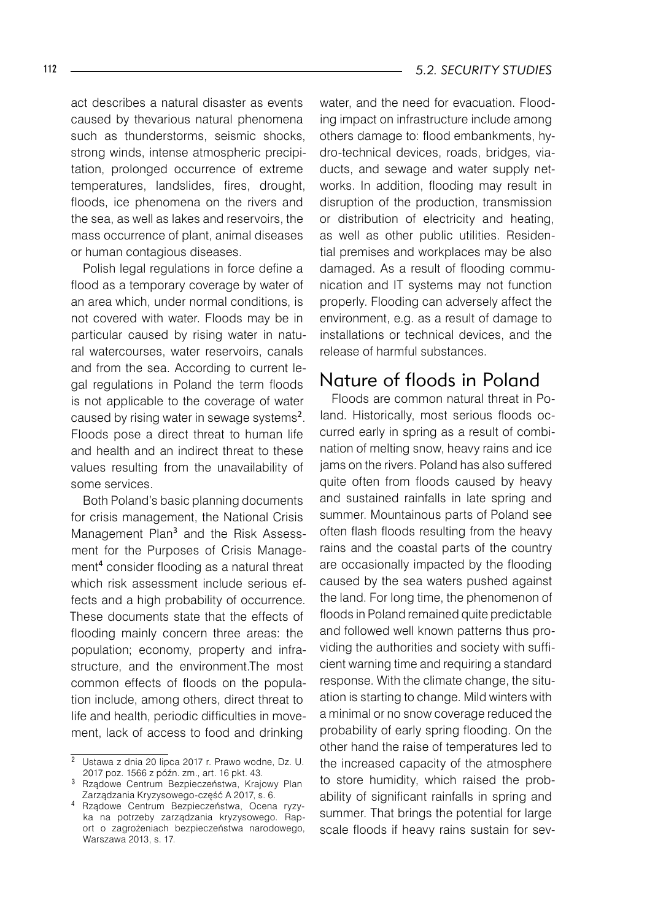act describes a natural disaster as events caused by thevarious natural phenomena such as thunderstorms, seismic shocks, strong winds, intense atmospheric precipitation, prolonged occurrence of extreme temperatures, landslides, fires, drought, floods, ice phenomena on the rivers and the sea, as well as lakes and reservoirs, the mass occurrence of plant, animal diseases or human contagious diseases.

Polish legal regulations in force define a flood as a temporary coverage by water of an area which, under normal conditions, is not covered with water. Floods may be in particular caused by rising water in natural watercourses, water reservoirs, canals and from the sea. According to current legal regulations in Poland the term floods is not applicable to the coverage of water caused by rising water in sewage systems[2]. Floods pose a direct threat to human life and health and an indirect threat to these values resulting from the unavailability of some services.

Both Poland's basic planning documents for crisis management, the National Crisis Management Plan[3] and the Risk Assessment for the Purposes of Crisis Management[4] consider flooding as a natural threat which risk assessment include serious effects and a high probability of occurrence. These documents state that the effects of flooding mainly concern three areas: the population; economy, property and infrastructure, and the environment.The most common effects of floods on the population include, among others, direct threat to life and health, periodic difficulties in movement, lack of access to food and drinking water, and the need for evacuation. Flooding impact on infrastructure include among others damage to: flood embankments, hydro-technical devices, roads, bridges, viaducts, and sewage and water supply networks. In addition, flooding may result in disruption of the production, transmission or distribution of electricity and heating, as well as other public utilities. Residential premises and workplaces may be also damaged. As a result of flooding communication and IT systems may not function properly. Flooding can adversely affect the environment, e.g. as a result of damage to installations or technical devices, and the release of harmful substances.

## Nature of floods in Poland

Floods are common natural threat in Poland. Historically, most serious floods occurred early in spring as a result of combination of melting snow, heavy rains and ice jams on the rivers. Poland has also suffered quite often from floods caused by heavy and sustained rainfalls in late spring and summer. Mountainous parts of Poland see often flash floods resulting from the heavy rains and the coastal parts of the country are occasionally impacted by the flooding caused by the sea waters pushed against the land. For long time, the phenomenon of floods in Poland remained quite predictable and followed well known patterns thus providing the authorities and society with sufficient warning time and requiring a standard response. With the climate change, the situation is starting to change. Mild winters with a minimal or no snow coverage reduced the probability of early spring flooding. On the other hand the raise of temperatures led to the increased capacity of the atmosphere to store humidity, which raised the probability of significant rainfalls in spring and summer. That brings the potential for large scale floods if heavy rains sustain for sev-

---

[2] Ustawa z dnia 20 lipca 2017 r. Prawo wodne, Dz. U. 2017 poz. 1566 z późn. zm., art. 16 pkt. 43.

[3] Rządowe Centrum Bezpieczeństwa, Krajowy Plan Zarządzania Kryzysowego-część A 2017, s. 6.

[4] Rządowe Centrum Bezpieczeństwa, Ocena ryzyka na potrzeby zarządzania kryzysowego. Raport o zagrożeniach bezpieczeństwa narodowego, Warszawa 2013, s. 17.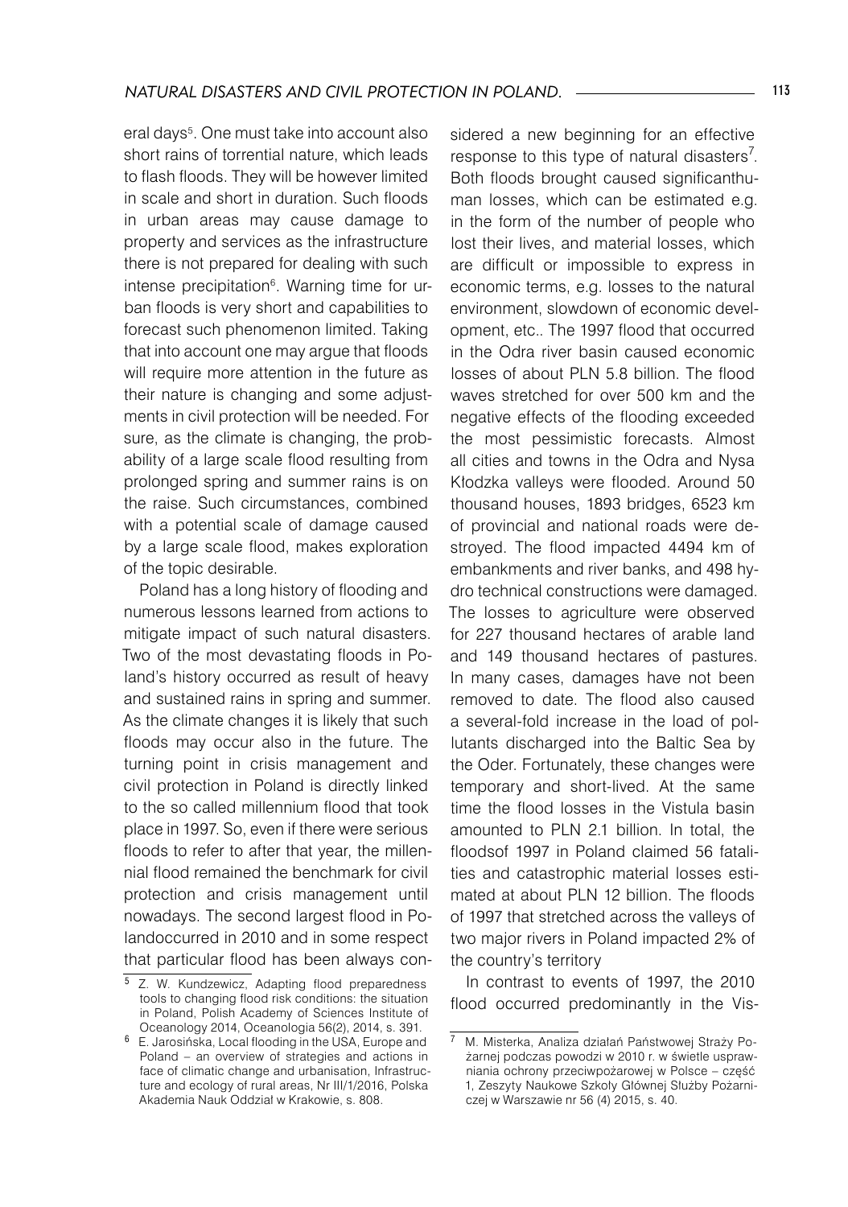eral days[5]. One must take into account also short rains of torrential nature, which leads to flash floods. They will be however limited in scale and short in duration. Such floods in urban areas may cause damage to property and services as the infrastructure there is not prepared for dealing with such intense precipitation[6]. Warning time for urban floods is very short and capabilities to forecast such phenomenon limited. Taking that into account one may argue that floods will require more attention in the future as their nature is changing and some adjustments in civil protection will be needed. For sure, as the climate is changing, the probability of a large scale flood resulting from prolonged spring and summer rains is on the raise. Such circumstances, combined with a potential scale of damage caused by a large scale flood, makes exploration of the topic desirable.

Poland has a long history of flooding and numerous lessons learned from actions to mitigate impact of such natural disasters. Two of the most devastating floods in Poland's history occurred as result of heavy and sustained rains in spring and summer. As the climate changes it is likely that such floods may occur also in the future. The turning point in crisis management and civil protection in Poland is directly linked to the so called millennium flood that took place in 1997. So, even if there were serious floods to refer to after that year, the millennial flood remained the benchmark for civil protection and crisis management until nowadays. The second largest flood in Polandoccurred in 2010 and in some respect that particular flood has been always considered a new beginning for an effective response to this type of natural disasters[7]. Both floods brought caused significanthuman losses, which can be estimated e.g. in the form of the number of people who lost their lives, and material losses, which are difficult or impossible to express in economic terms, e.g. losses to the natural environment, slowdown of economic development, etc.. The 1997 flood that occurred in the Odra river basin caused economic losses of about PLN 5.8 billion. The flood waves stretched for over 500 km and the negative effects of the flooding exceeded the most pessimistic forecasts. Almost all cities and towns in the Odra and Nysa Kłodzka valleys were flooded. Around 50 thousand houses, 1893 bridges, 6523 km of provincial and national roads were destroyed. The flood impacted 4494 km of embankments and river banks, and 498 hydro technical constructions were damaged. The losses to agriculture were observed for 227 thousand hectares of arable land and 149 thousand hectares of pastures. In many cases, damages have not been removed to date. The flood also caused a several-fold increase in the load of pollutants discharged into the Baltic Sea by the Oder. Fortunately, these changes were temporary and short-lived. At the same time the flood losses in the Vistula basin amounted to PLN 2.1 billion. In total, the floodsof 1997 in Poland claimed 56 fatalities and catastrophic material losses estimated at about PLN 12 billion. The floods of 1997 that stretched across the valleys of two major rivers in Poland impacted 2% of the country's territory

In contrast to events of 1997, the 2010 flood occurred predominantly in the Vis-

---

[5] Z. W. Kundzewicz, Adapting flood preparedness tools to changing flood risk conditions: the situation in Poland, Polish Academy of Sciences Institute of Oceanology 2014, Oceanologia 56(2), 2014, s. 391.

[6] E. Jarosińska, Local flooding in the USA, Europe and Poland – an overview of strategies and actions in face of climatic change and urbanisation, Infrastructure and ecology of rural areas, Nr III/1/2016, Polska Akademia Nauk Oddział w Krakowie, s. 808.

[7] M. Misterka, Analiza działań Państwowej Straży Pożarnej podczas powodzi w 2010 r. w świetle usprawniania ochrony przeciwpożarowej w Polsce – część 1, Zeszyty Naukowe Szkoły Głównej Służby Pożarniczej w Warszawie nr 56 (4) 2015, s. 40.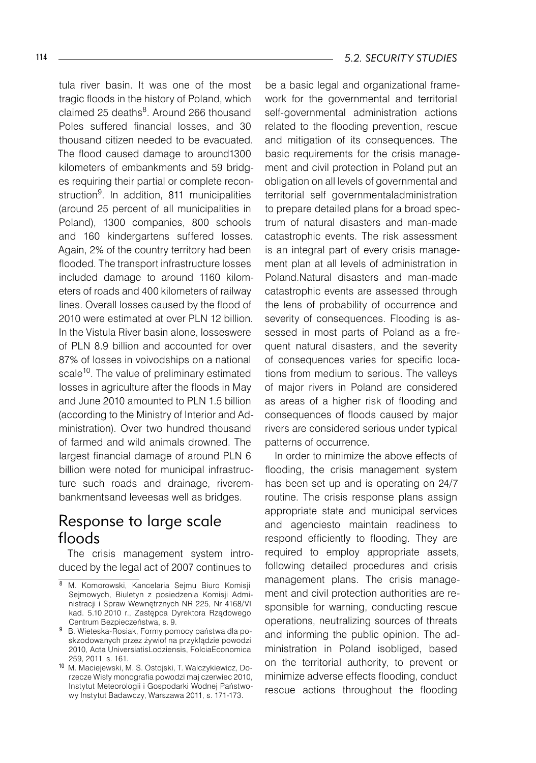tula river basin. It was one of the most tragic floods in the history of Poland, which claimed 25 deaths[8]. Around 266 thousand Poles suffered financial losses, and 30 thousand citizen needed to be evacuated. The flood caused damage to around1300 kilometers of embankments and 59 bridges requiring their partial or complete reconstruction[9]. In addition, 811 municipalities (around 25 percent of all municipalities in Poland), 1300 companies, 800 schools and 160 kindergartens suffered losses. Again, 2% of the country territory had been flooded. The transport infrastructure losses included damage to around 1160 kilometers of roads and 400 kilometers of railway lines. Overall losses caused by the flood of 2010 were estimated at over PLN 12 billion. In the Vistula River basin alone, losseswere of PLN 8.9 billion and accounted for over 87% of losses in voivodships on a national scale[10]. The value of preliminary estimated losses in agriculture after the floods in May and June 2010 amounted to PLN 1.5 billion (according to the Ministry of Interior and Administration). Over two hundred thousand of farmed and wild animals drowned. The largest financial damage of around PLN 6 billion were noted for municipal infrastructure such roads and drainage, riverembankmentsand leveesas well as bridges.

## Response to large scale floods

The crisis management system introduced by the legal act of 2007 continues to be a basic legal and organizational framework for the governmental and territorial self-governmental administration actions related to the flooding prevention, rescue and mitigation of its consequences. The basic requirements for the crisis management and civil protection in Poland put an obligation on all levels of governmental and territorial self governmentaladministration to prepare detailed plans for a broad spectrum of natural disasters and man-made catastrophic events. The risk assessment is an integral part of every crisis management plan at all levels of administration in Poland.Natural disasters and man-made catastrophic events are assessed through the lens of probability of occurrence and severity of consequences. Flooding is assessed in most parts of Poland as a frequent natural disasters, and the severity of consequences varies for specific locations from medium to serious. The valleys of major rivers in Poland are considered as areas of a higher risk of flooding and consequences of floods caused by major rivers are considered serious under typical patterns of occurrence.

In order to minimize the above effects of flooding, the crisis management system has been set up and is operating on 24/7 routine. The crisis response plans assign appropriate state and municipal services and agenciesto maintain readiness to respond efficiently to flooding. They are required to employ appropriate assets, following detailed procedures and crisis management plans. The crisis management and civil protection authorities are responsible for warning, conducting rescue operations, neutralizing sources of threats and informing the public opinion. The administration in Poland isobliged, based on the territorial authority, to prevent or minimize adverse effects flooding, conduct rescue actions throughout the flooding

---

[8] M. Komorowski, Kancelaria Sejmu Biuro Komisji Sejmowych, Biuletyn z posiedzenia Komisji Administracji i Spraw Wewnętrznych NR 225, Nr 4168/VI kad. 5.10.2010 r., Zastępca Dyrektora Rządowego Centrum Bezpieczeństwa, s. 9.

[9] B. Wieteska-Rosiak, Formy pomocy państwa dla poskzodowanych przez żywioł na przykłądzie powodzi 2010, Acta UniversiatisLodziensis, FolciaEconomica 259, 2011, s. 161.

[10] M. Maciejewski, M. S. Ostojski, T. Walczykiewicz, Dorzecze Wisły monografia powodzi maj czerwiec 2010, Instytut Meteorologii i Gospodarki Wodnej Państwowy Instytut Badawczy, Warszawa 2011, s. 171-173.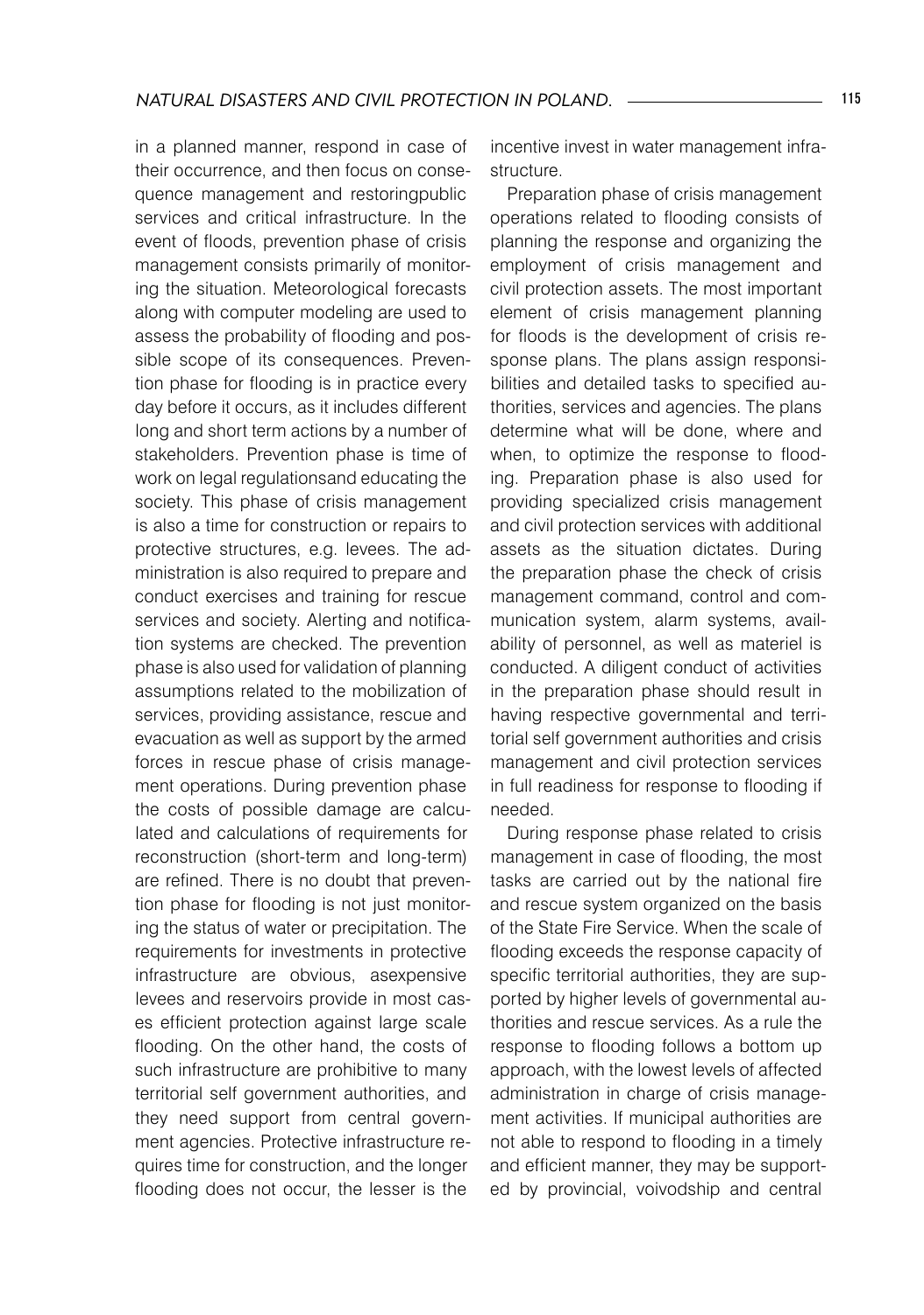in a planned manner, respond in case of their occurrence, and then focus on consequence management and restoringpublic services and critical infrastructure. In the event of floods, prevention phase of crisis management consists primarily of monitoring the situation. Meteorological forecasts along with computer modeling are used to assess the probability of flooding and possible scope of its consequences. Prevention phase for flooding is in practice every day before it occurs, as it includes different long and short term actions by a number of stakeholders. Prevention phase is time of work on legal regulationsand educating the society. This phase of crisis management is also a time for construction or repairs to protective structures, e.g. levees. The administration is also required to prepare and conduct exercises and training for rescue services and society. Alerting and notification systems are checked. The prevention phase is also used for validation of planning assumptions related to the mobilization of services, providing assistance, rescue and evacuation as well as support by the armed forces in rescue phase of crisis management operations. During prevention phase the costs of possible damage are calculated and calculations of requirements for reconstruction (short-term and long-term) are refined. There is no doubt that prevention phase for flooding is not just monitoring the status of water or precipitation. The requirements for investments in protective infrastructure are obvious, asexpensive levees and reservoirs provide in most cases efficient protection against large scale flooding. On the other hand, the costs of such infrastructure are prohibitive to many territorial self government authorities, and they need support from central government agencies. Protective infrastructure requires time for construction, and the longer flooding does not occur, the lesser is the incentive invest in water management infrastructure.

Preparation phase of crisis management operations related to flooding consists of planning the response and organizing the employment of crisis management and civil protection assets. The most important element of crisis management planning for floods is the development of crisis response plans. The plans assign responsibilities and detailed tasks to specified authorities, services and agencies. The plans determine what will be done, where and when, to optimize the response to flooding. Preparation phase is also used for providing specialized crisis management and civil protection services with additional assets as the situation dictates. During the preparation phase the check of crisis management command, control and communication system, alarm systems, availability of personnel, as well as materiel is conducted. A diligent conduct of activities in the preparation phase should result in having respective governmental and territorial self government authorities and crisis management and civil protection services in full readiness for response to flooding if needed.

During response phase related to crisis management in case of flooding, the most tasks are carried out by the national fire and rescue system organized on the basis of the State Fire Service. When the scale of flooding exceeds the response capacity of specific territorial authorities, they are supported by higher levels of governmental authorities and rescue services. As a rule the response to flooding follows a bottom up approach, with the lowest levels of affected administration in charge of crisis management activities. If municipal authorities are not able to respond to flooding in a timely and efficient manner, they may be supported by provincial, voivodship and central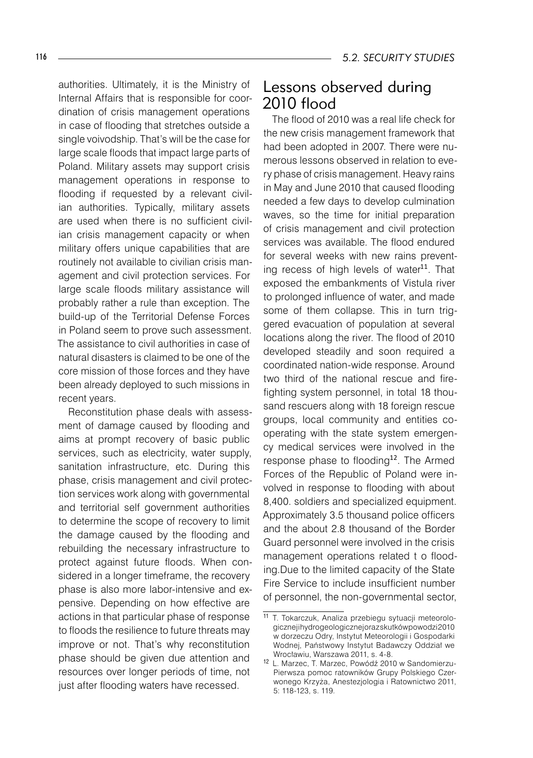authorities. Ultimately, it is the Ministry of Internal Affairs that is responsible for coordination of crisis management operations in case of flooding that stretches outside a single voivodship. That's will be the case for large scale floods that impact large parts of Poland. Military assets may support crisis management operations in response to flooding if requested by a relevant civilian authorities. Typically, military assets are used when there is no sufficient civilian crisis management capacity or when military offers unique capabilities that are routinely not available to civilian crisis management and civil protection services. For large scale floods military assistance will probably rather a rule than exception. The build-up of the Territorial Defense Forces in Poland seem to prove such assessment. The assistance to civil authorities in case of natural disasters is claimed to be one of the core mission of those forces and they have been already deployed to such missions in recent years.

Reconstitution phase deals with assessment of damage caused by flooding and aims at prompt recovery of basic public services, such as electricity, water supply, sanitation infrastructure, etc. During this phase, crisis management and civil protection services work along with governmental and territorial self government authorities to determine the scope of recovery to limit the damage caused by the flooding and rebuilding the necessary infrastructure to protect against future floods. When considered in a longer timeframe, the recovery phase is also more labor-intensive and expensive. Depending on how effective are actions in that particular phase of response to floods the resilience to future threats may improve or not. That's why reconstitution phase should be given due attention and resources over longer periods of time, not just after flooding waters have recessed.

## Lessons observed during 2010 flood

The flood of 2010 was a real life check for the new crisis management framework that had been adopted in 2007. There were numerous lessons observed in relation to every phase of crisis management. Heavy rains in May and June 2010 that caused flooding needed a few days to develop culmination waves, so the time for initial preparation of crisis management and civil protection services was available. The flood endured for several weeks with new rains preventing recess of high levels of water[11]. That exposed the embankments of Vistula river to prolonged influence of water, and made some of them collapse. This in turn triggered evacuation of population at several locations along the river. The flood of 2010 developed steadily and soon required a coordinated nation-wide response. Around two third of the national rescue and firefighting system personnel, in total 18 thousand rescuers along with 18 foreign rescue groups, local community and entities cooperating with the state system emergency medical services were involved in the response phase to flooding[12]. The Armed Forces of the Republic of Poland were involved in response to flooding with about 8,400. soldiers and specialized equipment. Approximately 3.5 thousand police officers and the about 2.8 thousand of the Border Guard personnel were involved in the crisis management operations related t o flooding.Due to the limited capacity of the State Fire Service to include insufficient number of personnel, the non-governmental sector,

---

[11] T. Tokarczuk, Analiza przebiegu sytuacji meteorologicznejihydrogeologicznejorazskutkówpowodzi2010 w dorzeczu Odry, Instytut Meteorologii i Gospodarki Wodnej, Państwowy Instytut Badawczy Oddział we Wrocławiu, Warszawa 2011, s. 4-8.

[12] L. Marzec, T. Marzec, Powódź 2010 w Sandomierzu- Pierwsza pomoc ratowników Grupy Polskiego Czerwonego Krzyża, Anestezjologia i Ratownictwo 2011, 5: 118-123, s. 119.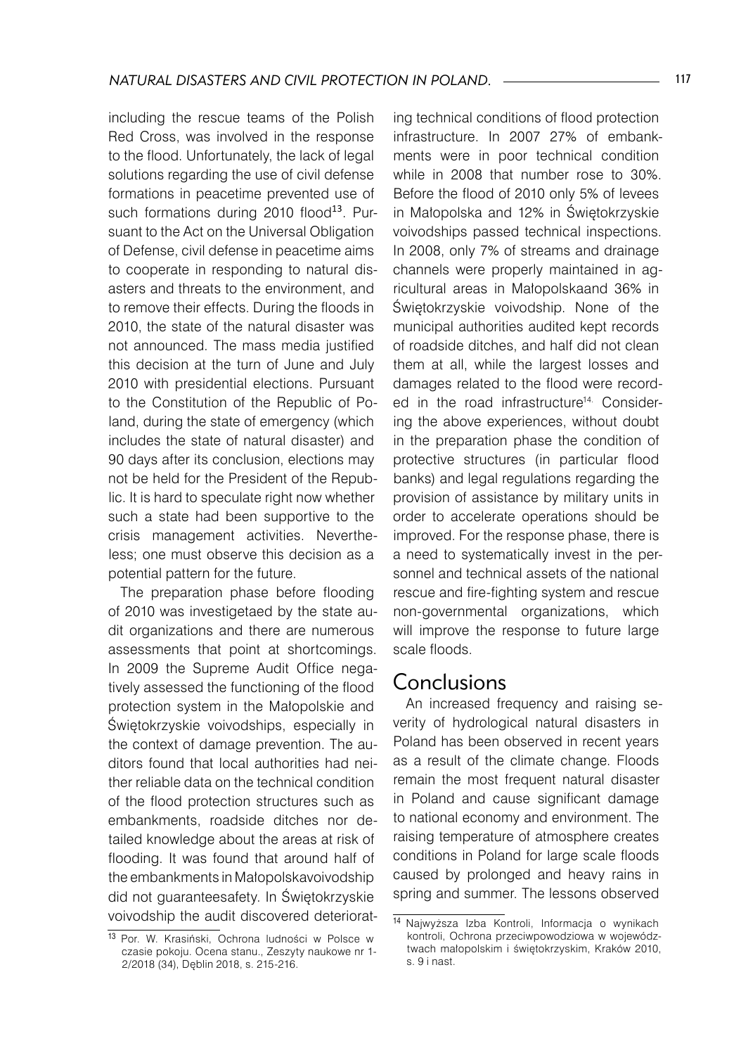including the rescue teams of the Polish Red Cross, was involved in the response to the flood. Unfortunately, the lack of legal solutions regarding the use of civil defense formations in peacetime prevented use of such formations during 2010 flood[13]. Pursuant to the Act on the Universal Obligation of Defense, civil defense in peacetime aims to cooperate in responding to natural disasters and threats to the environment, and to remove their effects. During the floods in 2010, the state of the natural disaster was not announced. The mass media justified this decision at the turn of June and July 2010 with presidential elections. Pursuant to the Constitution of the Republic of Poland, during the state of emergency (which includes the state of natural disaster) and 90 days after its conclusion, elections may not be held for the President of the Republic. It is hard to speculate right now whether such a state had been supportive to the crisis management activities. Nevertheless; one must observe this decision as a potential pattern for the future.

The preparation phase before flooding of 2010 was investigetaed by the state audit organizations and there are numerous assessments that point at shortcomings. In 2009 the Supreme Audit Office negatively assessed the functioning of the flood protection system in the Małopolskie and Świętokrzyskie voivodships, especially in the context of damage prevention. The auditors found that local authorities had neither reliable data on the technical condition of the flood protection structures such as embankments, roadside ditches nor detailed knowledge about the areas at risk of flooding. It was found that around half of the embankments in Małopolskavoivodship did not guaranteesafety. In Świętokrzyskie voivodship the audit discovered deteriorating technical conditions of flood protection infrastructure. In 2007 27% of embankments were in poor technical condition while in 2008 that number rose to 30%. Before the flood of 2010 only 5% of levees in Małopolska and 12% in Świętokrzyskie voivodships passed technical inspections. In 2008, only 7% of streams and drainage channels were properly maintained in agricultural areas in Małopolskaand 36% in Świętokrzyskie voivodship. None of the municipal authorities audited kept records of roadside ditches, and half did not clean them at all, while the largest losses and damages related to the flood were recorded in the road infrastructure[14]. Considering the above experiences, without doubt in the preparation phase the condition of protective structures (in particular flood banks) and legal regulations regarding the provision of assistance by military units in order to accelerate operations should be improved. For the response phase, there is a need to systematically invest in the personnel and technical assets of the national rescue and fire-fighting system and rescue non-governmental organizations, which will improve the response to future large scale floods.

## Conclusions

An increased frequency and raising severity of hydrological natural disasters in Poland has been observed in recent years as a result of the climate change. Floods remain the most frequent natural disaster in Poland and cause significant damage to national economy and environment. The raising temperature of atmosphere creates conditions in Poland for large scale floods caused by prolonged and heavy rains in spring and summer. The lessons observed

---

[13] Por. W. Krasiński, Ochrona ludności w Polsce w czasie pokoju. Ocena stanu., Zeszyty naukowe nr 1-2/2018 (34), Dęblin 2018, s. 215-216.

[14] Najwyższa Izba Kontroli, Informacja o wynikach kontroli, Ochrona przeciwpowodziowa w województwach małopolskim i świętokrzyskim, Kraków 2010, s. 9 i nast.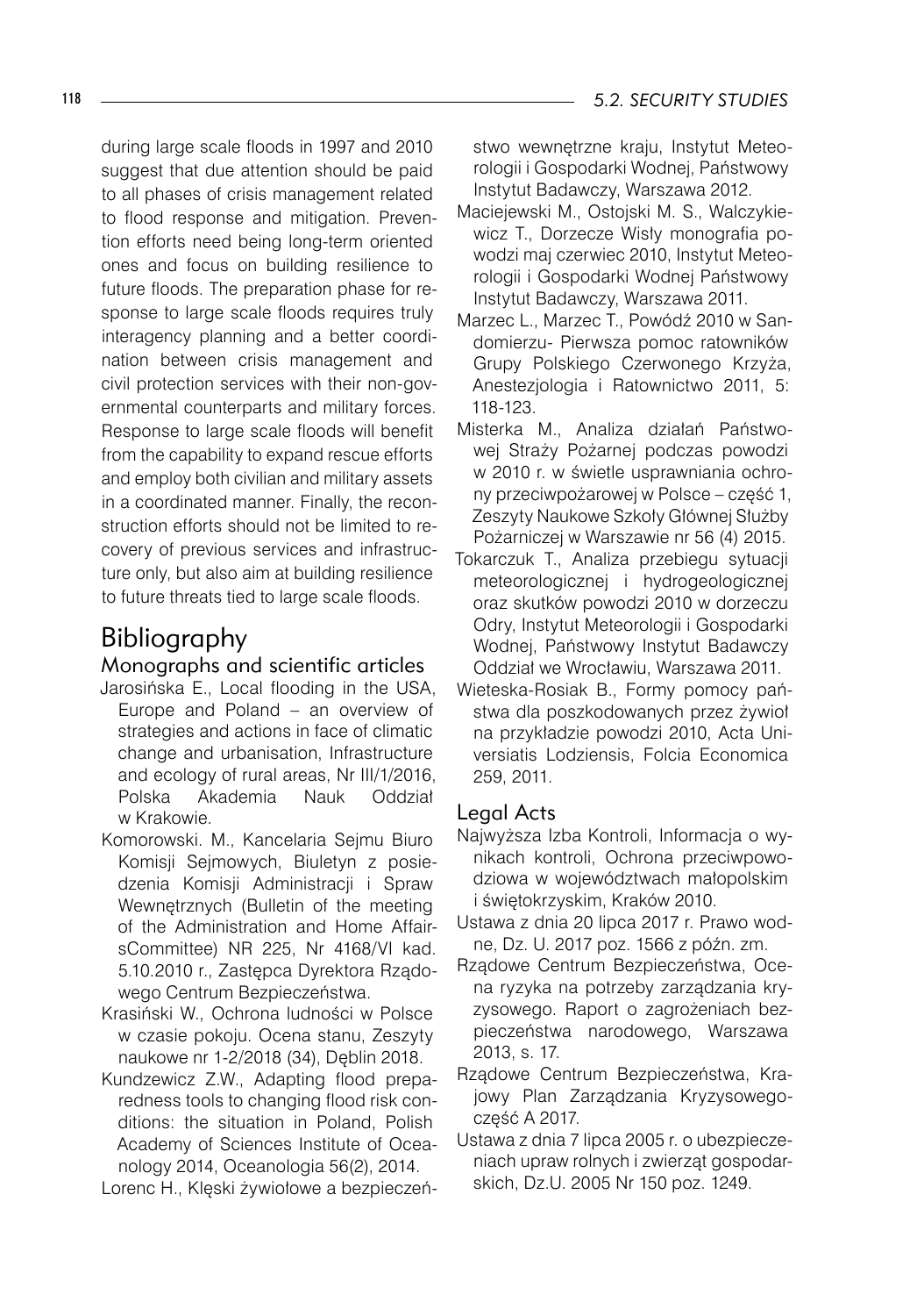during large scale floods in 1997 and 2010 suggest that due attention should be paid to all phases of crisis management related to flood response and mitigation. Prevention efforts need being long-term oriented ones and focus on building resilience to future floods. The preparation phase for response to large scale floods requires truly interagency planning and a better coordination between crisis management and civil protection services with their non-governmental counterparts and military forces. Response to large scale floods will benefit from the capability to expand rescue efforts and employ both civilian and military assets in a coordinated manner. Finally, the reconstruction efforts should not be limited to recovery of previous services and infrastructure only, but also aim at building resilience to future threats tied to large scale floods.

## Bibliography

### Monographs and scientific articles

Jarosińska E., Local flooding in the USA, Europe and Poland – an overview of strategies and actions in face of climatic change and urbanisation, Infrastructure and ecology of rural areas, Nr III/1/2016, Polska Akademia Nauk Oddział w Krakowie.

Komorowski. M., Kancelaria Sejmu Biuro Komisji Sejmowych, Biuletyn z posiedzenia Komisji Administracji i Spraw Wewnętrznych (Bulletin of the meeting of the Administration and Home AffairsCommittee) NR 225, Nr 4168/VI kad. 5.10.2010 r., Zastępca Dyrektora Rządowego Centrum Bezpieczeństwa.

Krasiński W., Ochrona ludności w Polsce w czasie pokoju. Ocena stanu, Zeszyty naukowe nr 1-2/2018 (34), Dęblin 2018.

Kundzewicz Z.W., Adapting flood preparedness tools to changing flood risk conditions: the situation in Poland, Polish Academy of Sciences Institute of Oceanology 2014, Oceanologia 56(2), 2014.

Lorenc H., Klęski żywiołowe a bezpieczeństwo wewnętrzne kraju, Instytut Meteorologii i Gospodarki Wodnej, Państwowy Instytut Badawczy, Warszawa 2012.

Maciejewski M., Ostojski M. S., Walczykiewicz T., Dorzecze Wisły monografia powodzi maj czerwiec 2010, Instytut Meteorologii i Gospodarki Wodnej Państwowy Instytut Badawczy, Warszawa 2011.

Marzec L., Marzec T., Powódź 2010 w Sandomierzu- Pierwsza pomoc ratowników Grupy Polskiego Czerwonego Krzyża, Anestezjologia i Ratownictwo 2011, 5: 118-123.

Misterka M., Analiza działań Państwowej Straży Pożarnej podczas powodzi w 2010 r. w świetle usprawniania ochrony przeciwpożarowej w Polsce – część 1, Zeszyty Naukowe Szkoły Głównej Służby Pożarniczej w Warszawie nr 56 (4) 2015.

Tokarczuk T., Analiza przebiegu sytuacji meteorologicznej i hydrogeologicznej oraz skutków powodzi 2010 w dorzeczu Odry, Instytut Meteorologii i Gospodarki Wodnej, Państwowy Instytut Badawczy Oddział we Wrocławiu, Warszawa 2011.

Wieteska-Rosiak B., Formy pomocy państwa dla poszkodowanych przez żywioł na przykładzie powodzi 2010, Acta Universiatis Lodziensis, Folcia Economica 259, 2011.

### Legal Acts

Najwyższa Izba Kontroli, Informacja o wynikach kontroli, Ochrona przeciwpowodziowa w województwach małopolskim i świętokrzyskim, Kraków 2010.

Ustawa z dnia 20 lipca 2017 r. Prawo wodne, Dz. U. 2017 poz. 1566 z późn. zm.

Rządowe Centrum Bezpieczeństwa, Ocena ryzyka na potrzeby zarządzania kryzysowego. Raport o zagrożeniach bezpieczeństwa narodowego, Warszawa 2013, s. 17.

Rządowe Centrum Bezpieczeństwa, Krajowy Plan Zarządzania Kryzysowego-część A 2017.

Ustawa z dnia 7 lipca 2005 r. o ubezpieczeniach upraw rolnych i zwierząt gospodarskich, Dz.U. 2005 Nr 150 poz. 1249.